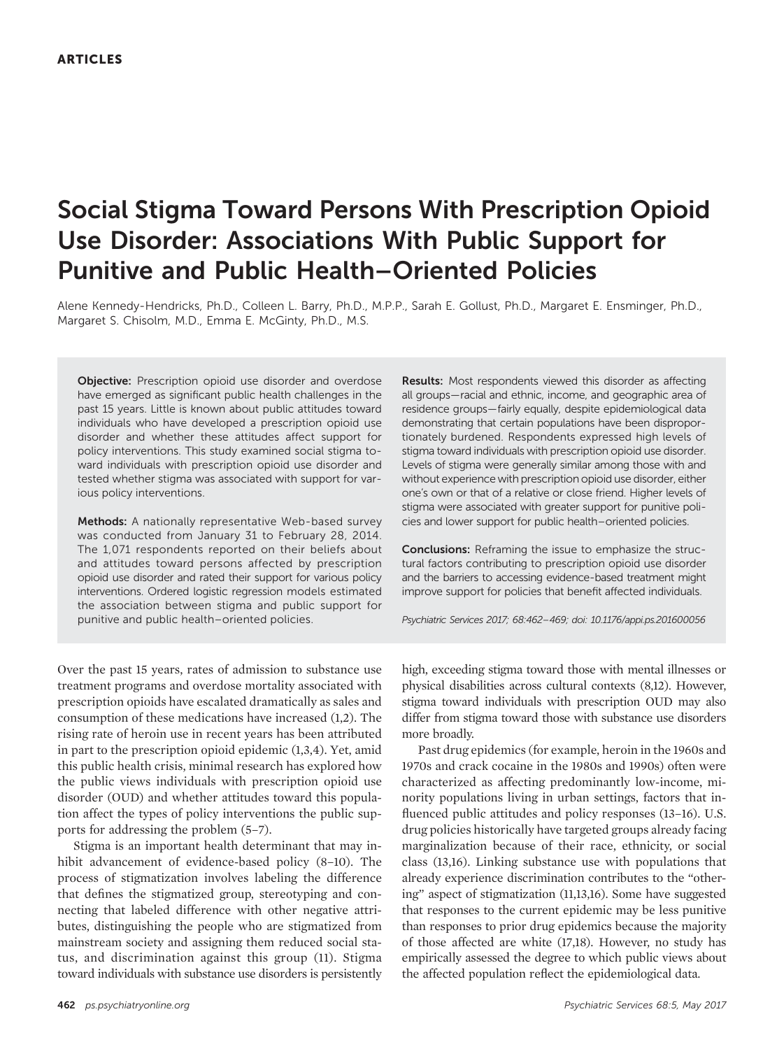ARTICLES

# Social Stigma Toward Persons With Prescription Opioid Use Disorder: Associations With Public Support for Punitive and Public Health–Oriented Policies

Alene Kennedy-Hendricks, Ph.D., Colleen L. Barry, Ph.D., M.P.P., Sarah E. Gollust, Ph.D., Margaret E. Ensminger, Ph.D., Margaret S. Chisolm, M.D., Emma E. McGinty, Ph.D., M.S.

**Objective:** Prescription opioid use disorder and overdose have emerged as significant public health challenges in the past 15 years. Little is known about public attitudes toward individuals who have developed a prescription opioid use disorder and whether these attitudes affect support for policy interventions. This study examined social stigma toward individuals with prescription opioid use disorder and tested whether stigma was associated with support for various policy interventions.

**Methods:** A nationally representative Web-based survey was conducted from January 31 to February 28, 2014. The 1,071 respondents reported on their beliefs about and attitudes toward persons affected by prescription opioid use disorder and rated their support for various policy interventions. Ordered logistic regression models estimated the association between stigma and public support for punitive and public health–oriented policies.

**Results:** Most respondents viewed this disorder as affecting all groups—racial and ethnic, income, and geographic area of residence groups—fairly equally, despite epidemiological data demonstrating that certain populations have been disproportionately burdened. Respondents expressed high levels of stigma toward individuals with prescription opioid use disorder. Levels of stigma were generally similar among those with and without experience with prescription opioid use disorder, either one's own or that of a relative or close friend. Higher levels of stigma were associated with greater support for punitive policies and lower support for public health–oriented policies.

**Conclusions:** Reframing the issue to emphasize the structural factors contributing to prescription opioid use disorder and the barriers to accessing evidence-based treatment might improve support for policies that benefit affected individuals.

*Psychiatric Services 2017; 68:462–469; doi: 10.1176/appi.ps.201600056*

Over the past 15 years, rates of admission to substance use treatment programs and overdose mortality associated with prescription opioids have escalated dramatically as sales and consumption of these medications have increased (1,2). The rising rate of heroin use in recent years has been attributed in part to the prescription opioid epidemic (1,3,4). Yet, amid this public health crisis, minimal research has explored how the public views individuals with prescription opioid use disorder (OUD) and whether attitudes toward this population affect the types of policy interventions the public supports for addressing the problem (5–7).

Stigma is an important health determinant that may inhibit advancement of evidence-based policy (8–10). The process of stigmatization involves labeling the difference that defines the stigmatized group, stereotyping and connecting that labeled difference with other negative attributes, distinguishing the people who are stigmatized from mainstream society and assigning them reduced social status, and discrimination against this group (11). Stigma toward individuals with substance use disorders is persistently high, exceeding stigma toward those with mental illnesses or physical disabilities across cultural contexts (8,12). However, stigma toward individuals with prescription OUD may also differ from stigma toward those with substance use disorders more broadly.

Past drug epidemics (for example, heroin in the 1960s and 1970s and crack cocaine in the 1980s and 1990s) often were characterized as affecting predominantly low-income, minority populations living in urban settings, factors that influenced public attitudes and policy responses (13–16). U.S. drug policies historically have targeted groups already facing marginalization because of their race, ethnicity, or social class (13,16). Linking substance use with populations that already experience discrimination contributes to the "othering" aspect of stigmatization (11,13,16). Some have suggested that responses to the current epidemic may be less punitive than responses to prior drug epidemics because the majority of those affected are white (17,18). However, no study has empirically assessed the degree to which public views about the affected population reflect the epidemiological data.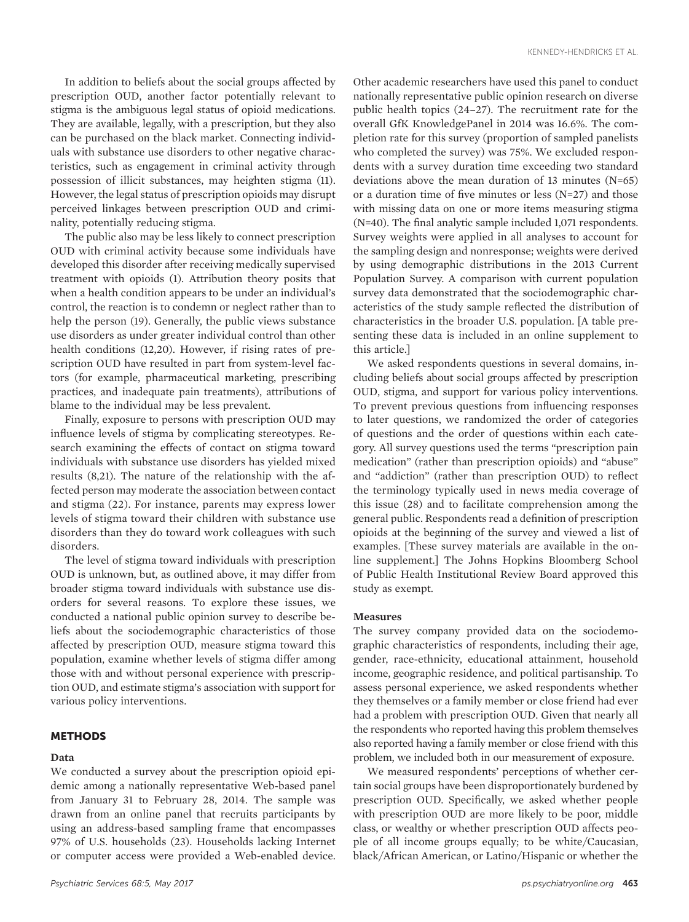In addition to beliefs about the social groups affected by prescription OUD, another factor potentially relevant to stigma is the ambiguous legal status of opioid medications. They are available, legally, with a prescription, but they also can be purchased on the black market. Connecting individuals with substance use disorders to other negative characteristics, such as engagement in criminal activity through possession of illicit substances, may heighten stigma (11). However, the legal status of prescription opioids may disrupt perceived linkages between prescription OUD and criminality, potentially reducing stigma.

The public also may be less likely to connect prescription OUD with criminal activity because some individuals have developed this disorder after receiving medically supervised treatment with opioids (1). Attribution theory posits that when a health condition appears to be under an individual's control, the reaction is to condemn or neglect rather than to help the person (19). Generally, the public views substance use disorders as under greater individual control than other health conditions (12,20). However, if rising rates of prescription OUD have resulted in part from system-level factors (for example, pharmaceutical marketing, prescribing practices, and inadequate pain treatments), attributions of blame to the individual may be less prevalent.

Finally, exposure to persons with prescription OUD may influence levels of stigma by complicating stereotypes. Research examining the effects of contact on stigma toward individuals with substance use disorders has yielded mixed results (8,21). The nature of the relationship with the affected person may moderate the association between contact and stigma (22). For instance, parents may express lower levels of stigma toward their children with substance use disorders than they do toward work colleagues with such disorders.

The level of stigma toward individuals with prescription OUD is unknown, but, as outlined above, it may differ from broader stigma toward individuals with substance use disorders for several reasons. To explore these issues, we conducted a national public opinion survey to describe beliefs about the sociodemographic characteristics of those affected by prescription OUD, measure stigma toward this population, examine whether levels of stigma differ among those with and without personal experience with prescription OUD, and estimate stigma's association with support for various policy interventions.

## METHODS

### Data

We conducted a survey about the prescription opioid epidemic among a nationally representative Web-based panel from January 31 to February 28, 2014. The sample was drawn from an online panel that recruits participants by using an address-based sampling frame that encompasses 97% of U.S. households (23). Households lacking Internet or computer access were provided a Web-enabled device. Other academic researchers have used this panel to conduct nationally representative public opinion research on diverse public health topics (24–27). The recruitment rate for the overall GfK KnowledgePanel in 2014 was 16.6%. The completion rate for this survey (proportion of sampled panelists who completed the survey) was 75%. We excluded respondents with a survey duration time exceeding two standard deviations above the mean duration of 13 minutes (N=65) or a duration time of five minutes or less (N=27) and those with missing data on one or more items measuring stigma (N=40). The final analytic sample included 1,071 respondents. Survey weights were applied in all analyses to account for the sampling design and nonresponse; weights were derived by using demographic distributions in the 2013 Current Population Survey. A comparison with current population survey data demonstrated that the sociodemographic characteristics of the study sample reflected the distribution of characteristics in the broader U.S. population. [A table presenting these data is included in an online supplement to this article.]

We asked respondents questions in several domains, including beliefs about social groups affected by prescription OUD, stigma, and support for various policy interventions. To prevent previous questions from influencing responses to later questions, we randomized the order of categories of questions and the order of questions within each category. All survey questions used the terms "prescription pain medication" (rather than prescription opioids) and "abuse" and "addiction" (rather than prescription OUD) to reflect the terminology typically used in news media coverage of this issue (28) and to facilitate comprehension among the general public. Respondents read a definition of prescription opioids at the beginning of the survey and viewed a list of examples. [These survey materials are available in the online supplement.] The Johns Hopkins Bloomberg School of Public Health Institutional Review Board approved this study as exempt.

### Measures

The survey company provided data on the sociodemographic characteristics of respondents, including their age, gender, race-ethnicity, educational attainment, household income, geographic residence, and political partisanship. To assess personal experience, we asked respondents whether they themselves or a family member or close friend had ever had a problem with prescription OUD. Given that nearly all the respondents who reported having this problem themselves also reported having a family member or close friend with this problem, we included both in our measurement of exposure.

We measured respondents' perceptions of whether certain social groups have been disproportionately burdened by prescription OUD. Specifically, we asked whether people with prescription OUD are more likely to be poor, middle class, or wealthy or whether prescription OUD affects people of all income groups equally; to be white/Caucasian, black/African American, or Latino/Hispanic or whether the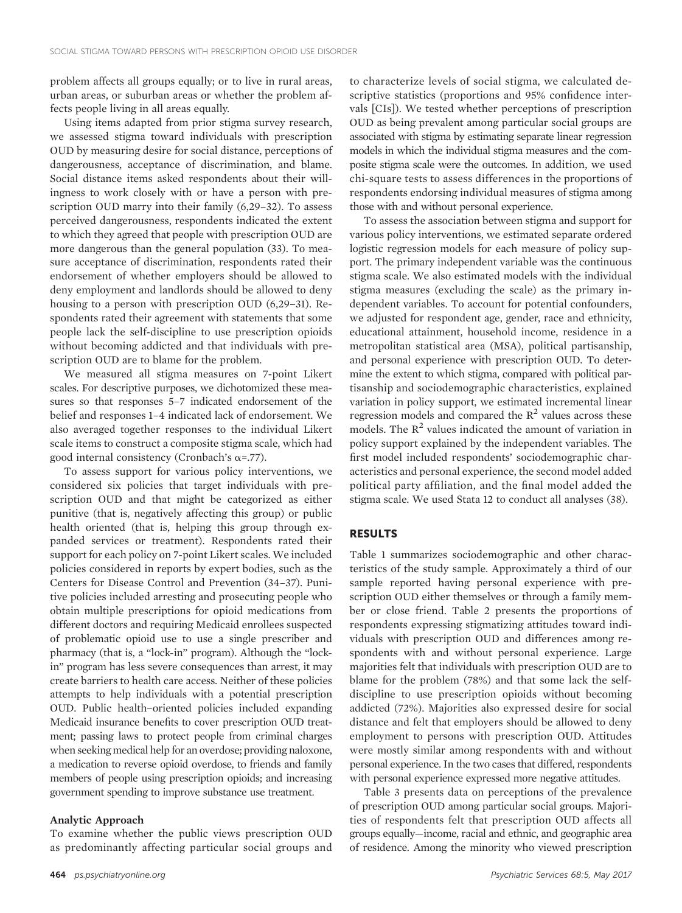problem affects all groups equally; or to live in rural areas, urban areas, or suburban areas or whether the problem affects people living in all areas equally.

Using items adapted from prior stigma survey research, we assessed stigma toward individuals with prescription OUD by measuring desire for social distance, perceptions of dangerousness, acceptance of discrimination, and blame. Social distance items asked respondents about their willingness to work closely with or have a person with prescription OUD marry into their family (6,29–32). To assess perceived dangerousness, respondents indicated the extent to which they agreed that people with prescription OUD are more dangerous than the general population (33). To measure acceptance of discrimination, respondents rated their endorsement of whether employers should be allowed to deny employment and landlords should be allowed to deny housing to a person with prescription OUD (6,29–31). Respondents rated their agreement with statements that some people lack the self-discipline to use prescription opioids without becoming addicted and that individuals with prescription OUD are to blame for the problem.

We measured all stigma measures on 7-point Likert scales. For descriptive purposes, we dichotomized these measures so that responses 5–7 indicated endorsement of the belief and responses 1–4 indicated lack of endorsement. We also averaged together responses to the individual Likert scale items to construct a composite stigma scale, which had good internal consistency (Cronbach's α=.77).

To assess support for various policy interventions, we considered six policies that target individuals with prescription OUD and that might be categorized as either punitive (that is, negatively affecting this group) or public health oriented (that is, helping this group through expanded services or treatment). Respondents rated their support for each policy on 7-point Likert scales. We included policies considered in reports by expert bodies, such as the Centers for Disease Control and Prevention (34–37). Punitive policies included arresting and prosecuting people who obtain multiple prescriptions for opioid medications from different doctors and requiring Medicaid enrollees suspected of problematic opioid use to use a single prescriber and pharmacy (that is, a "lock-in" program). Although the "lock-in" program has less severe consequences than arrest, it may create barriers to health care access. Neither of these policies attempts to help individuals with a potential prescription OUD. Public health–oriented policies included expanding Medicaid insurance benefits to cover prescription OUD treatment; passing laws to protect people from criminal charges when seeking medical help for an overdose; providing naloxone, a medication to reverse opioid overdose, to friends and family members of people using prescription opioids; and increasing government spending to improve substance use treatment.

### Analytic Approach

To examine whether the public views prescription OUD as predominantly affecting particular social groups and to characterize levels of social stigma, we calculated descriptive statistics (proportions and 95% confidence intervals [CIs]). We tested whether perceptions of prescription OUD as being prevalent among particular social groups are associated with stigma by estimating separate linear regression models in which the individual stigma measures and the composite stigma scale were the outcomes. In addition, we used chi-square tests to assess differences in the proportions of respondents endorsing individual measures of stigma among those with and without personal experience.

To assess the association between stigma and support for various policy interventions, we estimated separate ordered logistic regression models for each measure of policy support. The primary independent variable was the continuous stigma scale. We also estimated models with the individual stigma measures (excluding the scale) as the primary independent variables. To account for potential confounders, we adjusted for respondent age, gender, race and ethnicity, educational attainment, household income, residence in a metropolitan statistical area (MSA), political partisanship, and personal experience with prescription OUD. To determine the extent to which stigma, compared with political partisanship and sociodemographic characteristics, explained variation in policy support, we estimated incremental linear regression models and compared the $R^2$ values across these models. The $R^2$ values indicated the amount of variation in policy support explained by the independent variables. The first model included respondents' sociodemographic characteristics and personal experience, the second model added political party affiliation, and the final model added the stigma scale. We used Stata 12 to conduct all analyses (38).

## RESULTS

Table 1 summarizes sociodemographic and other characteristics of the study sample. Approximately a third of our sample reported having personal experience with prescription OUD either themselves or through a family member or close friend. Table 2 presents the proportions of respondents expressing stigmatizing attitudes toward individuals with prescription OUD and differences among respondents with and without personal experience. Large majorities felt that individuals with prescription OUD are to blame for the problem (78%) and that some lack the self-discipline to use prescription opioids without becoming addicted (72%). Majorities also expressed desire for social distance and felt that employers should be allowed to deny employment to persons with prescription OUD. Attitudes were mostly similar among respondents with and without personal experience. In the two cases that differed, respondents with personal experience expressed more negative attitudes.

Table 3 presents data on perceptions of the prevalence of prescription OUD among particular social groups. Majorities of respondents felt that prescription OUD affects all groups equally—income, racial and ethnic, and geographic area of residence. Among the minority who viewed prescription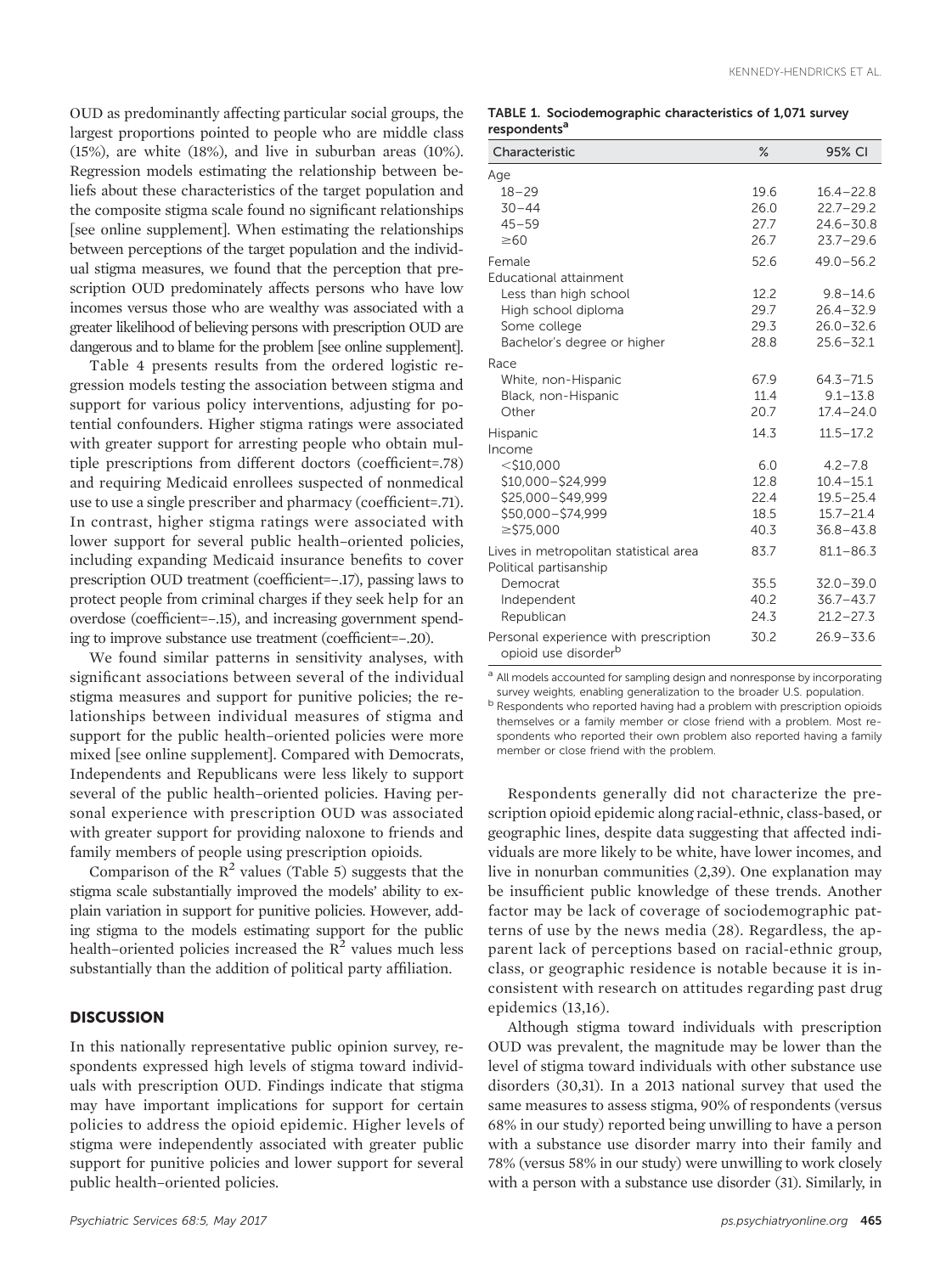OUD as predominantly affecting particular social groups, the largest proportions pointed to people who are middle class (15%), are white (18%), and live in suburban areas (10%). Regression models estimating the relationship between beliefs about these characteristics of the target population and the composite stigma scale found no significant relationships [see online supplement]. When estimating the relationships between perceptions of the target population and the individual stigma measures, we found that the perception that prescription OUD predominately affects persons who have low incomes versus those who are wealthy was associated with a greater likelihood of believing persons with prescription OUD are dangerous and to blame for the problem [see online supplement].

Table 4 presents results from the ordered logistic regression models testing the association between stigma and support for various policy interventions, adjusting for potential confounders. Higher stigma ratings were associated with greater support for arresting people who obtain multiple prescriptions from different doctors (coefficient=.78) and requiring Medicaid enrollees suspected of nonmedical use to use a single prescriber and pharmacy (coefficient=.71). In contrast, higher stigma ratings were associated with lower support for several public health–oriented policies, including expanding Medicaid insurance benefits to cover prescription OUD treatment (coefficient=–.17), passing laws to protect people from criminal charges if they seek help for an overdose (coefficient=–.15), and increasing government spending to improve substance use treatment (coefficient=–.20).

We found similar patterns in sensitivity analyses, with significant associations between several of the individual stigma measures and support for punitive policies; the relationships between individual measures of stigma and support for the public health–oriented policies were more mixed [see online supplement]. Compared with Democrats, Independents and Republicans were less likely to support several of the public health–oriented policies. Having personal experience with prescription OUD was associated with greater support for providing naloxone to friends and family members of people using prescription opioids.

Comparison of the $R^2$ values (Table 5) suggests that the stigma scale substantially improved the models' ability to explain variation in support for punitive policies. However, adding stigma to the models estimating support for the public health–oriented policies increased the $R^2$ values much less substantially than the addition of political party affiliation.

## DISCUSSION

In this nationally representative public opinion survey, respondents expressed high levels of stigma toward individuals with prescription OUD. Findings indicate that stigma may have important implications for support for certain policies to address the opioid epidemic. Higher levels of stigma were independently associated with greater public support for punitive policies and lower support for several public health–oriented policies.

**TABLE 1. Sociodemographic characteristics of 1,071 survey respondents[a]**

| Characteristic | % | 95% CI |
|---|---|---|
| Age | | |
| 18–29 | 19.6 | 16.4–22.8 |
| 30–44 | 26.0 | 22.7–29.2 |
| 45–59 | 27.7 | 24.6–30.8 |
| ≥60 | 26.7 | 23.7–29.6 |
| Female | 52.6 | 49.0–56.2 |
| Educational attainment | | |
| Less than high school | 12.2 | 9.8–14.6 |
| High school diploma | 29.7 | 26.4–32.9 |
| Some college | 29.3 | 26.0–32.6 |
| Bachelor's degree or higher | 28.8 | 25.6–32.1 |
| Race | | |
| White, non-Hispanic | 67.9 | 64.3–71.5 |
| Black, non-Hispanic | 11.4 | 9.1–13.8 |
| Other | 20.7 | 17.4–24.0 |
| Hispanic | 14.3 | 11.5–17.2 |
| Income | | |
| <$10,000 | 6.0 | 4.2–7.8 |
| $10,000–$24,999 | 12.8 | 10.4–15.1 |
| $25,000–$49,999 | 22.4 | 19.5–25.4 |
| $50,000–$74,999 | 18.5 | 15.7–21.4 |
| ≥$75,000 | 40.3 | 36.8–43.8 |
| Lives in metropolitan statistical area | 83.7 | 81.1–86.3 |
| Political partisanship | | |
| Democrat | 35.5 | 32.0–39.0 |
| Independent | 40.2 | 36.7–43.7 |
| Republican | 24.3 | 21.2–27.3 |
| Personal experience with prescription opioid use disorder[b] | 30.2 | 26.9–33.6 |

[a] All models accounted for sampling design and nonresponse by incorporating survey weights, enabling generalization to the broader U.S. population.
[b] Respondents who reported having had a problem with prescription opioids themselves or a family member or close friend with a problem. Most respondents who reported their own problem also reported having a family member or close friend with the problem.

Respondents generally did not characterize the prescription opioid epidemic along racial-ethnic, class-based, or geographic lines, despite data suggesting that affected individuals are more likely to be white, have lower incomes, and live in nonurban communities (2,39). One explanation may be insufficient public knowledge of these trends. Another factor may be lack of coverage of sociodemographic patterns of use by the news media (28). Regardless, the apparent lack of perceptions based on racial-ethnic group, class, or geographic residence is notable because it is inconsistent with research on attitudes regarding past drug epidemics (13,16).

Although stigma toward individuals with prescription OUD was prevalent, the magnitude may be lower than the level of stigma toward individuals with other substance use disorders (30,31). In a 2013 national survey that used the same measures to assess stigma, 90% of respondents (versus 68% in our study) reported being unwilling to have a person with a substance use disorder marry into their family and 78% (versus 58% in our study) were unwilling to work closely with a person with a substance use disorder (31). Similarly, in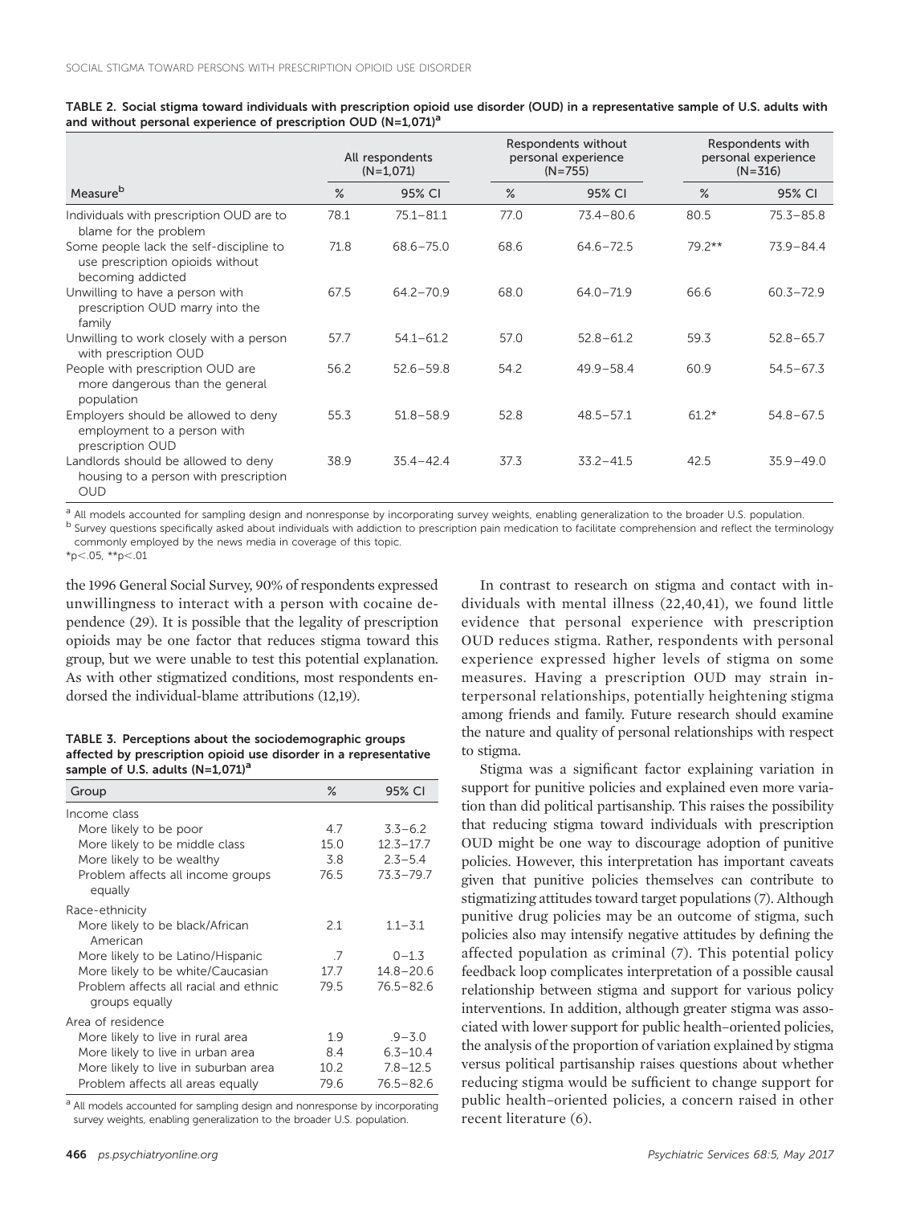**TABLE 2. Social stigma toward individuals with prescription opioid use disorder (OUD) in a representative sample of U.S. adults with and without personal experience of prescription OUD (N=1,071)[a]**

| | All respondents (N=1,071) | | Respondents without personal experience (N=755) | | Respondents with personal experience (N=316) | |
|---|---|---|---|---|---|---|
| Measure[b] | % | 95% CI | % | 95% CI | % | 95% CI |
| Individuals with prescription OUD are to blame for the problem | 78.1 | 75.1–81.1 | 77.0 | 73.4–80.6 | 80.5 | 75.3–85.8 |
| Some people lack the self-discipline to use prescription opioids without becoming addicted | 71.8 | 68.6–75.0 | 68.6 | 64.6–72.5 | 79.2** | 73.9–84.4 |
| Unwilling to have a person with prescription OUD marry into the family | 67.5 | 64.2–70.9 | 68.0 | 64.0–71.9 | 66.6 | 60.3–72.9 |
| Unwilling to work closely with a person with prescription OUD | 57.7 | 54.1–61.2 | 57.0 | 52.8–61.2 | 59.3 | 52.8–65.7 |
| People with prescription OUD are more dangerous than the general population | 56.2 | 52.6–59.8 | 54.2 | 49.9–58.4 | 60.9 | 54.5–67.3 |
| Employers should be allowed to deny employment to a person with prescription OUD | 55.3 | 51.8–58.9 | 52.8 | 48.5–57.1 | 61.2* | 54.8–67.5 |
| Landlords should be allowed to deny housing to a person with prescription OUD | 38.9 | 35.4–42.4 | 37.3 | 33.2–41.5 | 42.5 | 35.9–49.0 |

[a] All models accounted for sampling design and nonresponse by incorporating survey weights, enabling generalization to the broader U.S. population.
[b] Survey questions specifically asked about individuals with addiction to prescription pain medication to facilitate comprehension and reflect the terminology commonly employed by the news media in coverage of this topic.
*$p<.05$, **$p<.01$

the 1996 General Social Survey, 90% of respondents expressed unwillingness to interact with a person with cocaine dependence (29). It is possible that the legality of prescription opioids may be one factor that reduces stigma toward this group, but we were unable to test this potential explanation. As with other stigmatized conditions, most respondents endorsed the individual-blame attributions (12,19).

**TABLE 3. Perceptions about the sociodemographic groups affected by prescription opioid use disorder in a representative sample of U.S. adults (N=1,071)[a]**

| Group | % | 95% CI |
|---|---|---|
| Income class | | |
| More likely to be poor | 4.7 | 3.3–6.2 |
| More likely to be middle class | 15.0 | 12.3–17.7 |
| More likely to be wealthy | 3.8 | 2.3–5.4 |
| Problem affects all income groups equally | 76.5 | 73.3–79.7 |
| Race-ethnicity | | |
| More likely to be black/African American | 2.1 | 1.1–3.1 |
| More likely to be Latino/Hispanic | .7 | 0–1.3 |
| More likely to be white/Caucasian | 17.7 | 14.8–20.6 |
| Problem affects all racial and ethnic groups equally | 79.5 | 76.5–82.6 |
| Area of residence | | |
| More likely to live in rural area | 1.9 | .9–3.0 |
| More likely to live in urban area | 8.4 | 6.3–10.4 |
| More likely to live in suburban area | 10.2 | 7.8–12.5 |
| Problem affects all areas equally | 79.6 | 76.5–82.6 |

[a] All models accounted for sampling design and nonresponse by incorporating survey weights, enabling generalization to the broader U.S. population.

In contrast to research on stigma and contact with individuals with mental illness (22,40,41), we found little evidence that personal experience with prescription OUD reduces stigma. Rather, respondents with personal experience expressed higher levels of stigma on some measures. Having a prescription OUD may strain interpersonal relationships, potentially heightening stigma among friends and family. Future research should examine the nature and quality of personal relationships with respect to stigma.

Stigma was a significant factor explaining variation in support for punitive policies and explained even more variation than did political partisanship. This raises the possibility that reducing stigma toward individuals with prescription OUD might be one way to discourage adoption of punitive policies. However, this interpretation has important caveats given that punitive policies themselves can contribute to stigmatizing attitudes toward target populations (7). Although punitive drug policies may be an outcome of stigma, such policies also may intensify negative attitudes by defining the affected population as criminal (7). This potential policy feedback loop complicates interpretation of a possible causal relationship between stigma and support for various policy interventions. In addition, although greater stigma was associated with lower support for public health–oriented policies, the analysis of the proportion of variation explained by stigma versus political partisanship raises questions about whether reducing stigma would be sufficient to change support for public health–oriented policies, a concern raised in other recent literature (6).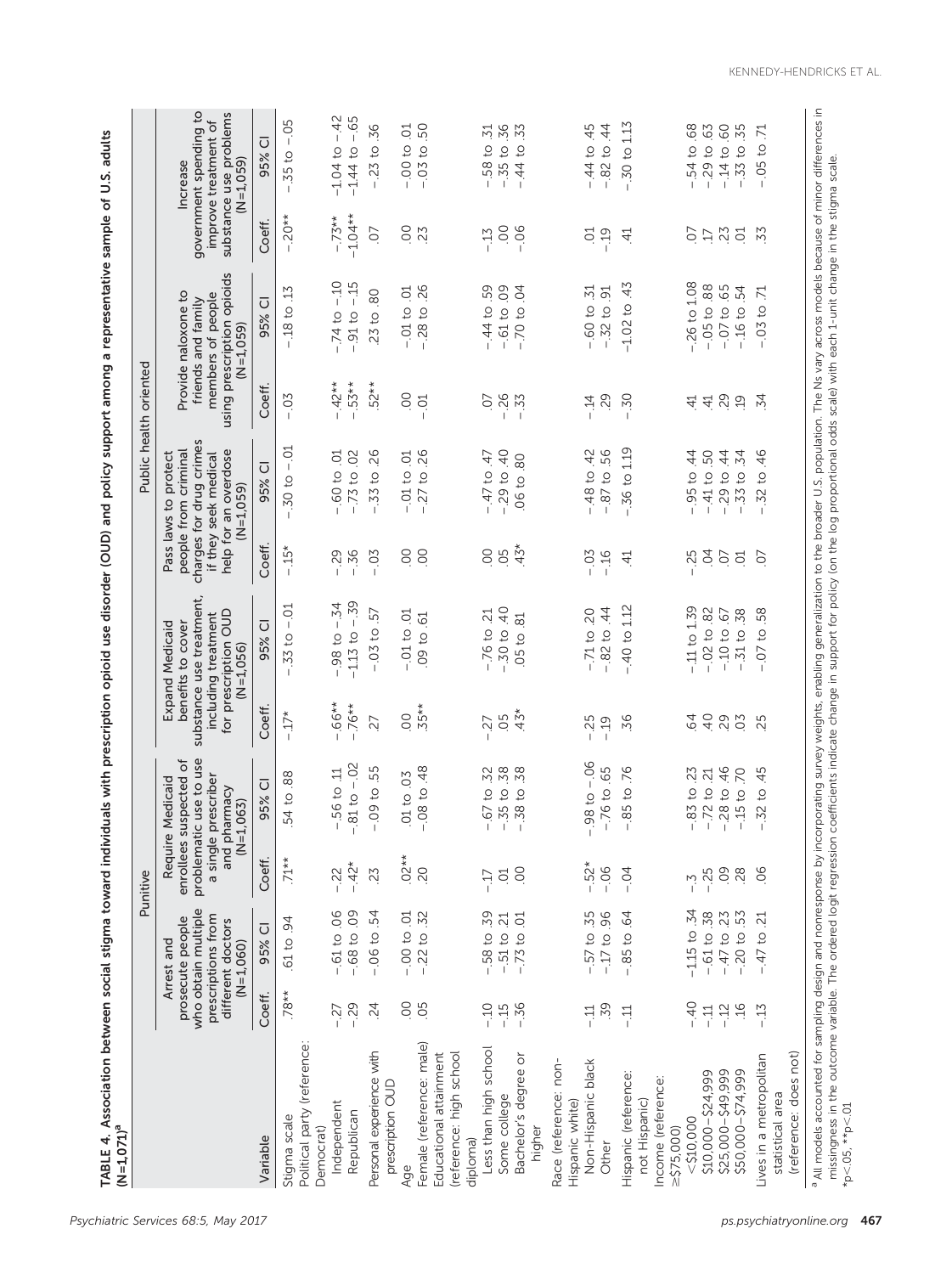**TABLE 4. Association between social stigma toward individuals with prescription opioid use disorder (OUD) and policy support among a representative sample of U.S. adults (N=1,071)[a]**

| | Punitive | | | | Public health oriented | | | | | | | |
|---|---|---|---|---|---|---|---|---|---|---|---|---|
| | Arrest and prosecute people who obtain multiple prescriptions from different doctors (N=1,060) | | Require Medicaid enrollees suspected of problematic use to use a single prescriber and pharmacy (N=1,063) | | Expand Medicaid benefits to cover substance use treatment, including treatment for prescription OUD (N=1,056) | | Pass laws to protect people from criminal charges for drug crimes if they seek medical help for an overdose (N=1,059) | | Provide naloxone to friends and family members of people using prescription opioids (N=1,059) | | Increase government spending to improve treatment of substance use problems (N=1,059) | |
| Variable | Coeff. | 95% CI | Coeff. | 95% CI | Coeff. | 95% CI | Coeff. | 95% CI | Coeff. | 95% CI | Coeff. | 95% CI |
| Stigma scale | .78** | .61 to .94 | .71** | .54 to .88 | –.17* | –.33 to –.01 | –.15* | –.30 to –.01 | –.03 | –.18 to .13 | –.20** | –.35 to –.05 |
| Political party (reference: Democrat) | | | | | | | | | | | | |
| Independent | –.27 | –.61 to .06 | –.22 | –.56 to .11 | –.66** | –.98 to –.34 | –.29 | –.60 to .01 | –.42** | –.74 to –.10 | –.73** | –1.04 to –.42 |
| Republican | –.29 | –.68 to .09 | –.42* | –.81 to –.02 | –.76** | –1.13 to –.39 | –.36 | –.73 to .02 | –.53** | –.91 to –.15 | –1.04** | –1.44 to –.65 |
| Personal experience with prescription OUD | .24 | –.06 to .54 | .23 | –.09 to .55 | .27 | –.03 to .57 | –.03 | –.33 to .26 | .52** | .23 to .80 | .07 | –.23 to .36 |
| Age | .00 | –.00 to .01 | .02** | .01 to .03 | .00 | –.01 to .01 | .00 | –.01 to .01 | .00 | –.01 to .01 | .00 | –.00 to .01 |
| Female (reference: male) | .05 | –.22 to .32 | .20 | –.08 to .48 | .35** | .09 to .61 | .00 | –.27 to .26 | –.01 | –.28 to .26 | .23 | –.03 to .50 |
| Educational attainment (reference: high school diploma) | | | | | | | | | | | | |
| Less than high school | –.10 | –.58 to .39 | –.17 | –.67 to .32 | –.27 | –.76 to .21 | .00 | –.47 to .47 | .07 | –.44 to .59 | –.13 | –.58 to .31 |
| Some college | –.15 | –.51 to .21 | .01 | –.35 to .38 | .05 | –.30 to .40 | .05 | –.29 to .40 | –.26 | –.61 to .09 | .00 | –.35 to .36 |
| Bachelor's degree or higher | –.36 | –.73 to .01 | .00 | –.38 to .38 | .43* | .05 to .81 | .43* | .06 to .80 | –.33 | –.70 to .04 | –.06 | –.44 to .33 |
| Race (reference: non-Hispanic white) | | | | | | | | | | | | |
| Non-Hispanic black | –.11 | –.57 to .35 | –.52* | –.98 to –.06 | –.25 | –.71 to .20 | –.03 | –.48 to .42 | –.14 | –.60 to .31 | .01 | –.44 to .45 |
| Other | .39 | –.17 to .96 | –.06 | –.76 to .65 | –.19 | –.82 to .44 | –.16 | –.87 to .56 | .29 | –.32 to .91 | –.19 | –.82 to .44 |
| Hispanic (reference: not Hispanic) | –.11 | –.85 to .64 | –.04 | –.85 to .76 | .36 | –.40 to 1.12 | .41 | –.36 to 1.19 | –.30 | –1.02 to .43 | .41 | –.30 to 1.13 |
| Income (reference: ≥$75,000) | | | | | | | | | | | | |
| <$10,000 | –.40 | –1.15 to .34 | –.3 | –.83 to .23 | .64 | –.11 to 1.39 | –.25 | –.95 to .44 | .41 | –.26 to 1.08 | .07 | –.54 to .68 |
| $10,000–$24,999 | –.11 | –.61 to .38 | –.25 | –.72 to .21 | .40 | –.02 to .82 | .04 | –.41 to .50 | .41 | –.05 to .88 | .17 | –.29 to .63 |
| $25,000–$49,999 | –.12 | –.47 to .23 | .09 | –.28 to .46 | .29 | –.10 to .67 | .07 | –.29 to .44 | .29 | –.07 to .65 | .23 | –.14 to .60 |
| $50,000–$74,999 | .16 | –.20 to .53 | .28 | –.15 to .70 | .03 | –.31 to .38 | .01 | –.33 to .34 | .19 | –.16 to .54 | .01 | –.33 to .35 |
| Lives in a metropolitan statistical area (reference: does not) | –.13 | –.47 to .21 | .06 | –.32 to .45 | .25 | –.07 to .58 | .07 | –.32 to .46 | .34 | –.03 to .71 | .33 | –.05 to .71 |

[a] All models accounted for sampling design and nonresponse by incorporating survey weights, enabling generalization to the broader U.S. population. The Ns vary across models because of minor differences in missingness in the outcome variable. The ordered logit regression coefficients indicate change in support for policy (on the log proportional odds scale) with each 1-unit change in the stigma scale.

*p<.05, **p<.01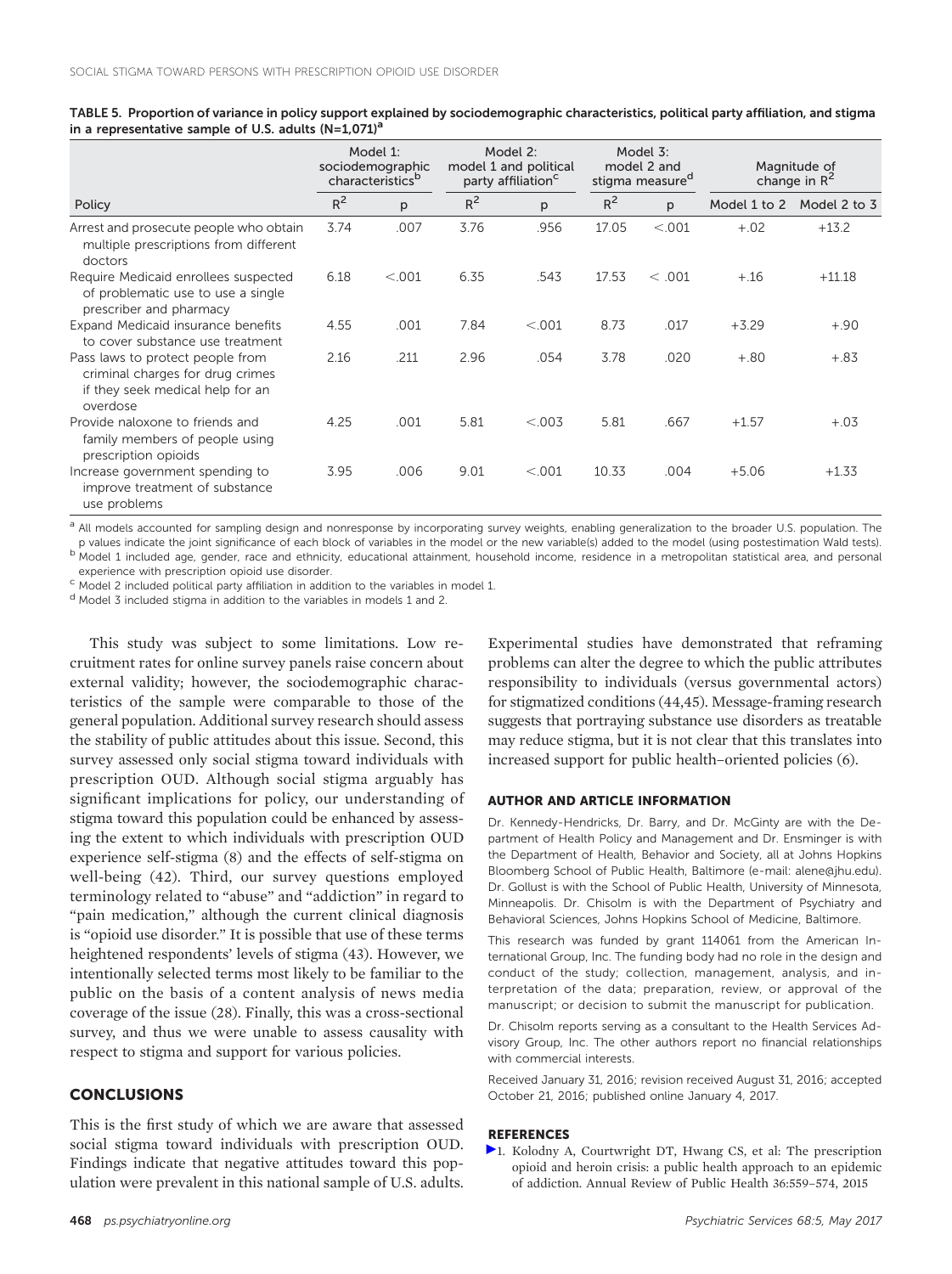TABLE 5. Proportion of variance in policy support explained by sociodemographic characteristics, political party affiliation, and stigma in a representative sample of U.S. adults (N=1,071)[a]

| Policy | Model 1: sociodemographic characteristics[b] | | Model 2: model 1 and political party affiliation[c] | | Model 3: model 2 and stigma measure[d] | | Magnitude of change in $R^2$ | |
|---|---|---|---|---|---|---|---|---|
| | $R^2$ | p | $R^2$ | p | $R^2$ | p | Model 1 to 2 | Model 2 to 3 |
| Arrest and prosecute people who obtain multiple prescriptions from different doctors | 3.74 | .007 | 3.76 | .956 | 17.05 | <.001 | +.02 | +13.2 |
| Require Medicaid enrollees suspected of problematic use to use a single prescriber and pharmacy | 6.18 | <.001 | 6.35 | .543 | 17.53 | <.001 | +.16 | +11.18 |
| Expand Medicaid insurance benefits to cover substance use treatment | 4.55 | .001 | 7.84 | <.001 | 8.73 | .017 | +3.29 | +.90 |
| Pass laws to protect people from criminal charges for drug crimes if they seek medical help for an overdose | 2.16 | .211 | 2.96 | .054 | 3.78 | .020 | +.80 | +.83 |
| Provide naloxone to friends and family members of people using prescription opioids | 4.25 | .001 | 5.81 | <.003 | 5.81 | .667 | +1.57 | +.03 |
| Increase government spending to improve treatment of substance use problems | 3.95 | .006 | 9.01 | <.001 | 10.33 | .004 | +5.06 | +1.33 |

[a] All models accounted for sampling design and nonresponse by incorporating survey weights, enabling generalization to the broader U.S. population. The p values indicate the joint significance of each block of variables in the model or the new variable(s) added to the model (using postestimation Wald tests).
[b] Model 1 included age, gender, race and ethnicity, educational attainment, household income, residence in a metropolitan statistical area, and personal experience with prescription opioid use disorder.
[c] Model 2 included political party affiliation in addition to the variables in model 1.
[d] Model 3 included stigma in addition to the variables in models 1 and 2.

This study was subject to some limitations. Low recruitment rates for online survey panels raise concern about external validity; however, the sociodemographic characteristics of the sample were comparable to those of the general population. Additional survey research should assess the stability of public attitudes about this issue. Second, this survey assessed only social stigma toward individuals with prescription OUD. Although social stigma arguably has significant implications for policy, our understanding of stigma toward this population could be enhanced by assessing the extent to which individuals with prescription OUD experience self-stigma (8) and the effects of self-stigma on well-being (42). Third, our survey questions employed terminology related to "abuse" and "addiction" in regard to "pain medication," although the current clinical diagnosis is "opioid use disorder." It is possible that use of these terms heightened respondents' levels of stigma (43). However, we intentionally selected terms most likely to be familiar to the public on the basis of a content analysis of news media coverage of the issue (28). Finally, this was a cross-sectional survey, and thus we were unable to assess causality with respect to stigma and support for various policies.

## CONCLUSIONS

This is the first study of which we are aware that assessed social stigma toward individuals with prescription OUD. Findings indicate that negative attitudes toward this population were prevalent in this national sample of U.S. adults. Experimental studies have demonstrated that reframing problems can alter the degree to which the public attributes responsibility to individuals (versus governmental actors) for stigmatized conditions (44,45). Message-framing research suggests that portraying substance use disorders as treatable may reduce stigma, but it is not clear that this translates into increased support for public health–oriented policies (6).

### AUTHOR AND ARTICLE INFORMATION

Dr. Kennedy-Hendricks, Dr. Barry, and Dr. McGinty are with the Department of Health Policy and Management and Dr. Ensminger is with the Department of Health, Behavior and Society, all at Johns Hopkins Bloomberg School of Public Health, Baltimore (e-mail: alene@jhu.edu). Dr. Gollust is with the School of Public Health, University of Minnesota, Minneapolis. Dr. Chisolm is with the Department of Psychiatry and Behavioral Sciences, Johns Hopkins School of Medicine, Baltimore.

This research was funded by grant 114061 from the American International Group, Inc. The funding body had no role in the design and conduct of the study; collection, management, analysis, and interpretation of the data; preparation, review, or approval of the manuscript; or decision to submit the manuscript for publication.

Dr. Chisolm reports serving as a consultant to the Health Services Advisory Group, Inc. The other authors report no financial relationships with commercial interests.

Received January 31, 2016; revision received August 31, 2016; accepted October 21, 2016; published online January 4, 2017.

### REFERENCES

1. Kolodny A, Courtwright DT, Hwang CS, et al: The prescription opioid and heroin crisis: a public health approach to an epidemic of addiction. Annual Review of Public Health 36:559–574, 2015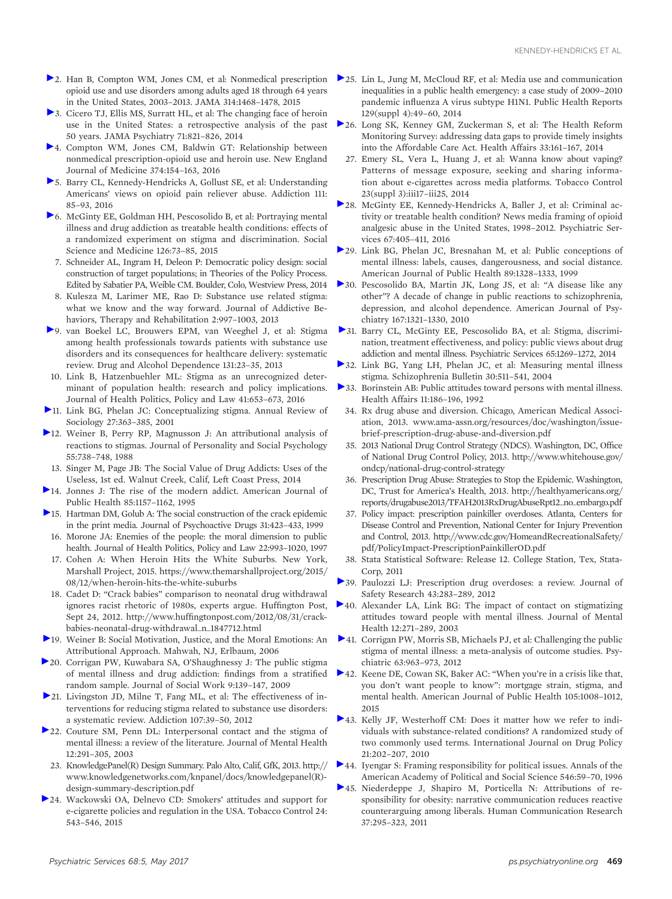2. Han B, Compton WM, Jones CM, et al: Nonmedical prescription opioid use and use disorders among adults aged 18 through 64 years in the United States, 2003–2013. JAMA 314:1468–1478, 2015
3. Cicero TJ, Ellis MS, Surratt HL, et al: The changing face of heroin use in the United States: a retrospective analysis of the past 50 years. JAMA Psychiatry 71:821–826, 2014
4. Compton WM, Jones CM, Baldwin GT: Relationship between nonmedical prescription-opioid use and heroin use. New England Journal of Medicine 374:154–163, 2016
5. Barry CL, Kennedy-Hendricks A, Gollust SE, et al: Understanding Americans' views on opioid pain reliever abuse. Addiction 111: 85–93, 2016
6. McGinty EE, Goldman HH, Pescosolido B, et al: Portraying mental illness and drug addiction as treatable health conditions: effects of a randomized experiment on stigma and discrimination. Social Science and Medicine 126:73–85, 2015
7. Schneider AL, Ingram H, Deleon P: Democratic policy design: social construction of target populations; in Theories of the Policy Process. Edited by Sabatier PA, Weible CM. Boulder, Colo, Westview Press, 2014
8. Kulesza M, Larimer ME, Rao D: Substance use related stigma: what we know and the way forward. Journal of Addictive Behaviors, Therapy and Rehabilitation 2:997–1003, 2013
9. van Boekel LC, Brouwers EPM, van Weeghel J, et al: Stigma among health professionals towards patients with substance use disorders and its consequences for healthcare delivery: systematic review. Drug and Alcohol Dependence 131:23–35, 2013
10. Link B, Hatzenbuehler ML: Stigma as an unrecognized determinant of population health: research and policy implications. Journal of Health Politics, Policy and Law 41:653–673, 2016
11. Link BG, Phelan JC: Conceptualizing stigma. Annual Review of Sociology 27:363–385, 2001
12. Weiner B, Perry RP, Magnusson J: An attributional analysis of reactions to stigmas. Journal of Personality and Social Psychology 55:738–748, 1988
13. Singer M, Page JB: The Social Value of Drug Addicts: Uses of the Useless, 1st ed. Walnut Creek, Calif, Left Coast Press, 2014
14. Jonnes J: The rise of the modern addict. American Journal of Public Health 85:1157–1162, 1995
15. Hartman DM, Golub A: The social construction of the crack epidemic in the print media. Journal of Psychoactive Drugs 31:423–433, 1999
16. Morone JA: Enemies of the people: the moral dimension to public health. Journal of Health Politics, Policy and Law 22:993–1020, 1997
17. Cohen A: When Heroin Hits the White Suburbs. New York, Marshall Project, 2015. https://www.themarshallproject.org/2015/08/12/when-heroin-hits-the-white-suburbs
18. Cadet D: "Crack babies" comparison to neonatal drug withdrawal ignores racist rhetoric of 1980s, experts argue. Huffington Post, Sept 24, 2012. http://www.huffingtonpost.com/2012/08/31/crack-babies-neonatal-drug-withdrawal_n_1847712.html
19. Weiner B: Social Motivation, Justice, and the Moral Emotions: An Attributional Approach. Mahwah, NJ, Erlbaum, 2006
20. Corrigan PW, Kuwabara SA, O'Shaughnessy J: The public stigma of mental illness and drug addiction: findings from a stratified random sample. Journal of Social Work 9:139–147, 2009
21. Livingston JD, Milne T, Fang ML, et al: The effectiveness of interventions for reducing stigma related to substance use disorders: a systematic review. Addiction 107:39–50, 2012
22. Couture SM, Penn DL: Interpersonal contact and the stigma of mental illness: a review of the literature. Journal of Mental Health 12:291–305, 2003
23. KnowledgePanel(R) Design Summary. Palo Alto, Calif, GfK, 2013. http://www.knowledgenetworks.com/knpanel/docs/knowledgepanel(R)-design-summary-description.pdf
24. Wackowski OA, Delnevo CD: Smokers' attitudes and support for e-cigarette policies and regulation in the USA. Tobacco Control 24: 543–546, 2015
25. Lin L, Jung M, McCloud RF, et al: Media use and communication inequalities in a public health emergency: a case study of 2009–2010 pandemic influenza A virus subtype H1N1. Public Health Reports 129(suppl 4):49–60, 2014
26. Long SK, Kenney GM, Zuckerman S, et al: The Health Reform Monitoring Survey: addressing data gaps to provide timely insights into the Affordable Care Act. Health Affairs 33:161–167, 2014
27. Emery SL, Vera L, Huang J, et al: Wanna know about vaping? Patterns of message exposure, seeking and sharing information about e-cigarettes across media platforms. Tobacco Control 23(suppl 3):iii17–iii25, 2014
28. McGinty EE, Kennedy-Hendricks A, Baller J, et al: Criminal activity or treatable health condition? News media framing of opioid analgesic abuse in the United States, 1998–2012. Psychiatric Services 67:405–411, 2016
29. Link BG, Phelan JC, Bresnahan M, et al: Public conceptions of mental illness: labels, causes, dangerousness, and social distance. American Journal of Public Health 89:1328–1333, 1999
30. Pescosolido BA, Martin JK, Long JS, et al: "A disease like any other"? A decade of change in public reactions to schizophrenia, depression, and alcohol dependence. American Journal of Psychiatry 167:1321–1330, 2010
31. Barry CL, McGinty EE, Pescosolido BA, et al: Stigma, discrimination, treatment effectiveness, and policy: public views about drug addiction and mental illness. Psychiatric Services 65:1269–1272, 2014
32. Link BG, Yang LH, Phelan JC, et al: Measuring mental illness stigma. Schizophrenia Bulletin 30:511–541, 2004
33. Borinstein AB: Public attitudes toward persons with mental illness. Health Affairs 11:186–196, 1992
34. Rx drug abuse and diversion. Chicago, American Medical Association, 2013. www.ama-assn.org/resources/doc/washington/issue-brief-prescription-drug-abuse-and-diversion.pdf
35. 2013 National Drug Control Strategy (NDCS). Washington, DC, Office of National Drug Control Policy, 2013. http://www.whitehouse.gov/ondcp/national-drug-control-strategy
36. Prescription Drug Abuse: Strategies to Stop the Epidemic. Washington, DC, Trust for America's Health, 2013. http://healthyamericans.org/reports/drugabuse2013/TFAH2013RxDrugAbuseRpt12_no_embargo.pdf
37. Policy impact: prescription painkiller overdoses. Atlanta, Centers for Disease Control and Prevention, National Center for Injury Prevention and Control, 2013. http://www.cdc.gov/HomeandRecreationalSafety/pdf/PolicyImpact-PrescriptionPainkillerOD.pdf
38. Stata Statistical Software: Release 12. College Station, Tex, StataCorp, 2011
39. Paulozzi LJ: Prescription drug overdoses: a review. Journal of Safety Research 43:283–289, 2012
40. Alexander LA, Link BG: The impact of contact on stigmatizing attitudes toward people with mental illness. Journal of Mental Health 12:271–289, 2003
41. Corrigan PW, Morris SB, Michaels PJ, et al: Challenging the public stigma of mental illness: a meta-analysis of outcome studies. Psychiatric 63:963–973, 2012
42. Keene DE, Cowan SK, Baker AC: "When you're in a crisis like that, you don't want people to know": mortgage strain, stigma, and mental health. American Journal of Public Health 105:1008–1012, 2015
43. Kelly JF, Westerhoff CM: Does it matter how we refer to individuals with substance-related conditions? A randomized study of two commonly used terms. International Journal on Drug Policy 21:202–207, 2010
44. Iyengar S: Framing responsibility for political issues. Annals of the American Academy of Political and Social Science 546:59–70, 1996
45. Niederdeppe J, Shapiro M, Porticella N: Attributions of responsibility for obesity: narrative communication reduces reactive counterarguing among liberals. Human Communication Research 37:295–323, 2011